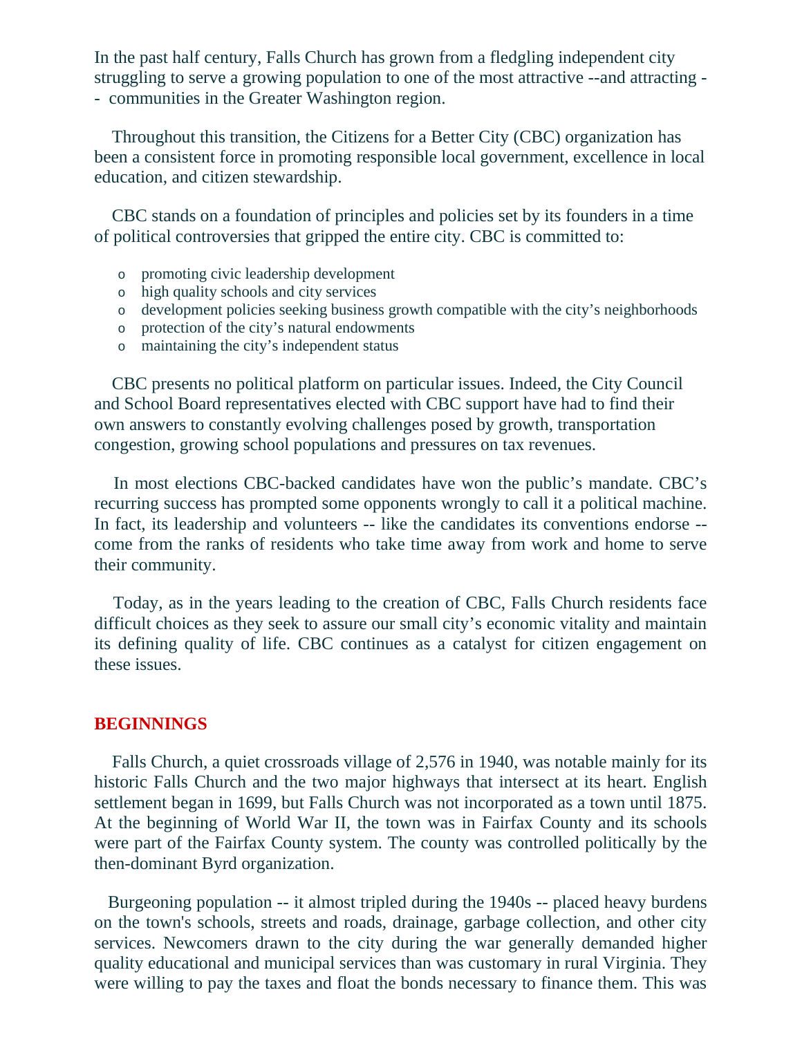In the past half century, Falls Church has grown from a fledgling independent city struggling to serve a growing population to one of the most attractive --and attracting -- communities in the Greater Washington region.

Throughout this transition, the Citizens for a Better City (CBC) organization has been a consistent force in promoting responsible local government, excellence in local education, and citizen stewardship.

CBC stands on a foundation of principles and policies set by its founders in a time of political controversies that gripped the entire city. CBC is committed to:

- promoting civic leadership development
- high quality schools and city services
- development policies seeking business growth compatible with the city's neighborhoods
- protection of the city's natural endowments
- maintaining the city's independent status

CBC presents no political platform on particular issues. Indeed, the City Council and School Board representatives elected with CBC support have had to find their own answers to constantly evolving challenges posed by growth, transportation congestion, growing school populations and pressures on tax revenues.

In most elections CBC-backed candidates have won the public's mandate. CBC's recurring success has prompted some opponents wrongly to call it a political machine. In fact, its leadership and volunteers -- like the candidates its conventions endorse -- come from the ranks of residents who take time away from work and home to serve their community.

Today, as in the years leading to the creation of CBC, Falls Church residents face difficult choices as they seek to assure our small city's economic vitality and maintain its defining quality of life. CBC continues as a catalyst for citizen engagement on these issues.

## BEGINNINGS

Falls Church, a quiet crossroads village of 2,576 in 1940, was notable mainly for its historic Falls Church and the two major highways that intersect at its heart. English settlement began in 1699, but Falls Church was not incorporated as a town until 1875. At the beginning of World War II, the town was in Fairfax County and its schools were part of the Fairfax County system. The county was controlled politically by the then-dominant Byrd organization.

Burgeoning population -- it almost tripled during the 1940s -- placed heavy burdens on the town's schools, streets and roads, drainage, garbage collection, and other city services. Newcomers drawn to the city during the war generally demanded higher quality educational and municipal services than was customary in rural Virginia. They were willing to pay the taxes and float the bonds necessary to finance them. This was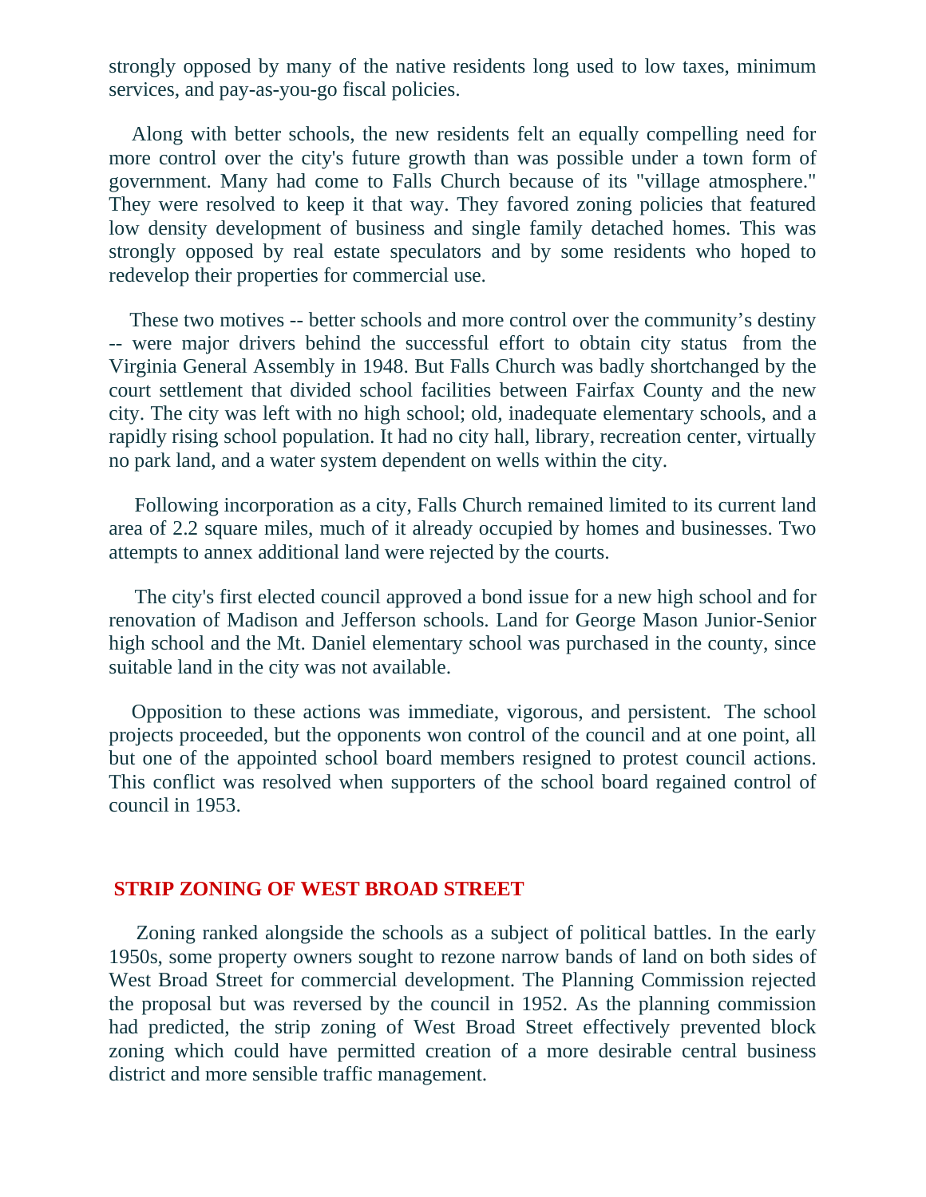strongly opposed by many of the native residents long used to low taxes, minimum services, and pay-as-you-go fiscal policies.

Along with better schools, the new residents felt an equally compelling need for more control over the city's future growth than was possible under a town form of government. Many had come to Falls Church because of its "village atmosphere." They were resolved to keep it that way. They favored zoning policies that featured low density development of business and single family detached homes. This was strongly opposed by real estate speculators and by some residents who hoped to redevelop their properties for commercial use.

These two motives -- better schools and more control over the community's destiny -- were major drivers behind the successful effort to obtain city status from the Virginia General Assembly in 1948. But Falls Church was badly shortchanged by the court settlement that divided school facilities between Fairfax County and the new city. The city was left with no high school; old, inadequate elementary schools, and a rapidly rising school population. It had no city hall, library, recreation center, virtually no park land, and a water system dependent on wells within the city.

Following incorporation as a city, Falls Church remained limited to its current land area of 2.2 square miles, much of it already occupied by homes and businesses. Two attempts to annex additional land were rejected by the courts.

The city's first elected council approved a bond issue for a new high school and for renovation of Madison and Jefferson schools. Land for George Mason Junior-Senior high school and the Mt. Daniel elementary school was purchased in the county, since suitable land in the city was not available.

Opposition to these actions was immediate, vigorous, and persistent. The school projects proceeded, but the opponents won control of the council and at one point, all but one of the appointed school board members resigned to protest council actions. This conflict was resolved when supporters of the school board regained control of council in 1953.

## STRIP ZONING OF WEST BROAD STREET

Zoning ranked alongside the schools as a subject of political battles. In the early 1950s, some property owners sought to rezone narrow bands of land on both sides of West Broad Street for commercial development. The Planning Commission rejected the proposal but was reversed by the council in 1952. As the planning commission had predicted, the strip zoning of West Broad Street effectively prevented block zoning which could have permitted creation of a more desirable central business district and more sensible traffic management.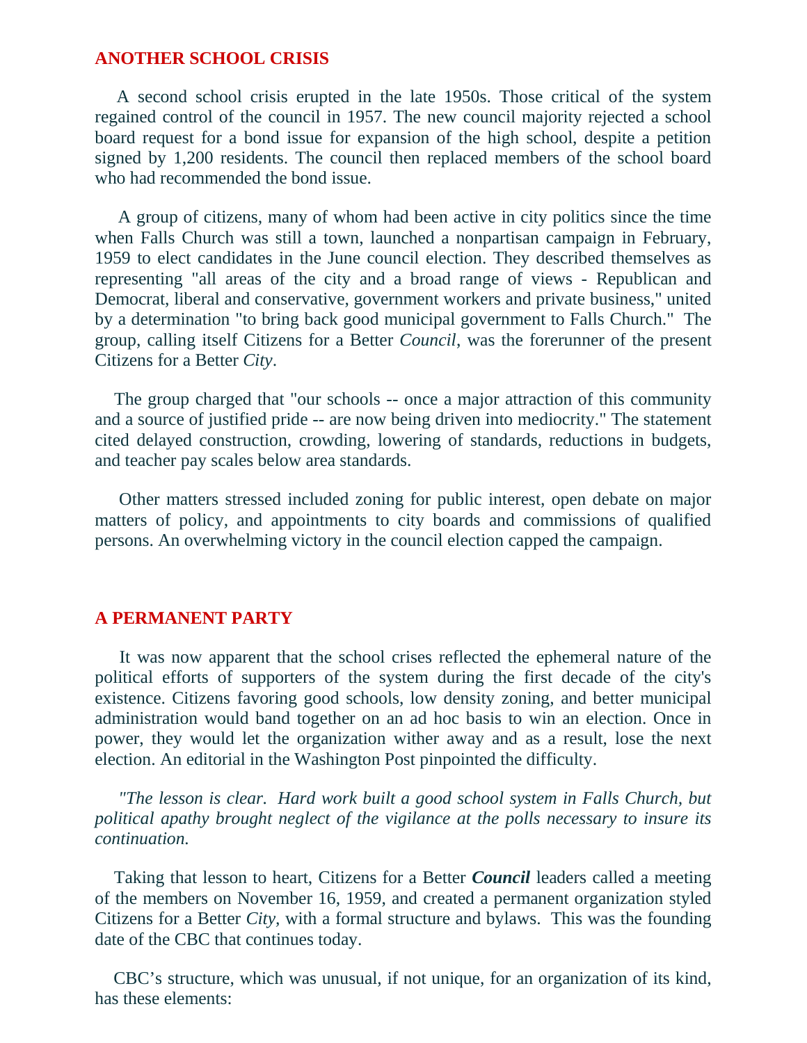## ANOTHER SCHOOL CRISIS

A second school crisis erupted in the late 1950s. Those critical of the system regained control of the council in 1957. The new council majority rejected a school board request for a bond issue for expansion of the high school, despite a petition signed by 1,200 residents. The council then replaced members of the school board who had recommended the bond issue.

A group of citizens, many of whom had been active in city politics since the time when Falls Church was still a town, launched a nonpartisan campaign in February, 1959 to elect candidates in the June council election. They described themselves as representing "all areas of the city and a broad range of views - Republican and Democrat, liberal and conservative, government workers and private business," united by a determination "to bring back good municipal government to Falls Church." The group, calling itself Citizens for a Better *Council*, was the forerunner of the present Citizens for a Better *City*.

The group charged that "our schools -- once a major attraction of this community and a source of justified pride -- are now being driven into mediocrity." The statement cited delayed construction, crowding, lowering of standards, reductions in budgets, and teacher pay scales below area standards.

Other matters stressed included zoning for public interest, open debate on major matters of policy, and appointments to city boards and commissions of qualified persons. An overwhelming victory in the council election capped the campaign.

## A PERMANENT PARTY

It was now apparent that the school crises reflected the ephemeral nature of the political efforts of supporters of the system during the first decade of the city's existence. Citizens favoring good schools, low density zoning, and better municipal administration would band together on an ad hoc basis to win an election. Once in power, they would let the organization wither away and as a result, lose the next election. An editorial in the Washington Post pinpointed the difficulty.

*"The lesson is clear. Hard work built a good school system in Falls Church, but political apathy brought neglect of the vigilance at the polls necessary to insure its continuation.*

Taking that lesson to heart, Citizens for a Better ***Council*** leaders called a meeting of the members on November 16, 1959, and created a permanent organization styled Citizens for a Better *City,* with a formal structure and bylaws. This was the founding date of the CBC that continues today.

CBC's structure, which was unusual, if not unique, for an organization of its kind, has these elements: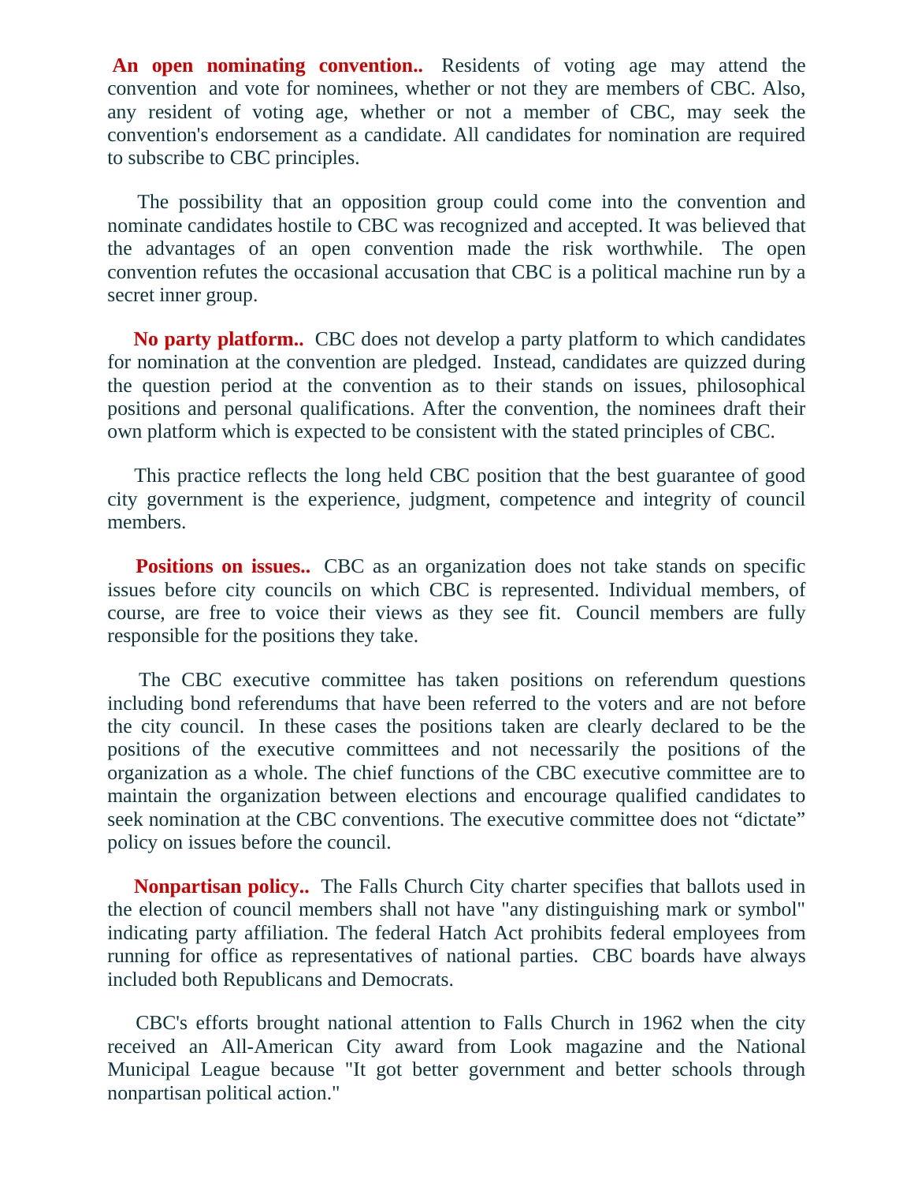**An open nominating convention..** Residents of voting age may attend the convention and vote for nominees, whether or not they are members of CBC. Also, any resident of voting age, whether or not a member of CBC, may seek the convention's endorsement as a candidate. All candidates for nomination are required to subscribe to CBC principles.

The possibility that an opposition group could come into the convention and nominate candidates hostile to CBC was recognized and accepted. It was believed that the advantages of an open convention made the risk worthwhile. The open convention refutes the occasional accusation that CBC is a political machine run by a secret inner group.

**No party platform..** CBC does not develop a party platform to which candidates for nomination at the convention are pledged. Instead, candidates are quizzed during the question period at the convention as to their stands on issues, philosophical positions and personal qualifications. After the convention, the nominees draft their own platform which is expected to be consistent with the stated principles of CBC.

This practice reflects the long held CBC position that the best guarantee of good city government is the experience, judgment, competence and integrity of council members.

**Positions on issues..** CBC as an organization does not take stands on specific issues before city councils on which CBC is represented. Individual members, of course, are free to voice their views as they see fit. Council members are fully responsible for the positions they take.

The CBC executive committee has taken positions on referendum questions including bond referendums that have been referred to the voters and are not before the city council. In these cases the positions taken are clearly declared to be the positions of the executive committees and not necessarily the positions of the organization as a whole. The chief functions of the CBC executive committee are to maintain the organization between elections and encourage qualified candidates to seek nomination at the CBC conventions. The executive committee does not "dictate" policy on issues before the council.

**Nonpartisan policy..** The Falls Church City charter specifies that ballots used in the election of council members shall not have "any distinguishing mark or symbol" indicating party affiliation. The federal Hatch Act prohibits federal employees from running for office as representatives of national parties. CBC boards have always included both Republicans and Democrats.

CBC's efforts brought national attention to Falls Church in 1962 when the city received an All-American City award from Look magazine and the National Municipal League because "It got better government and better schools through nonpartisan political action."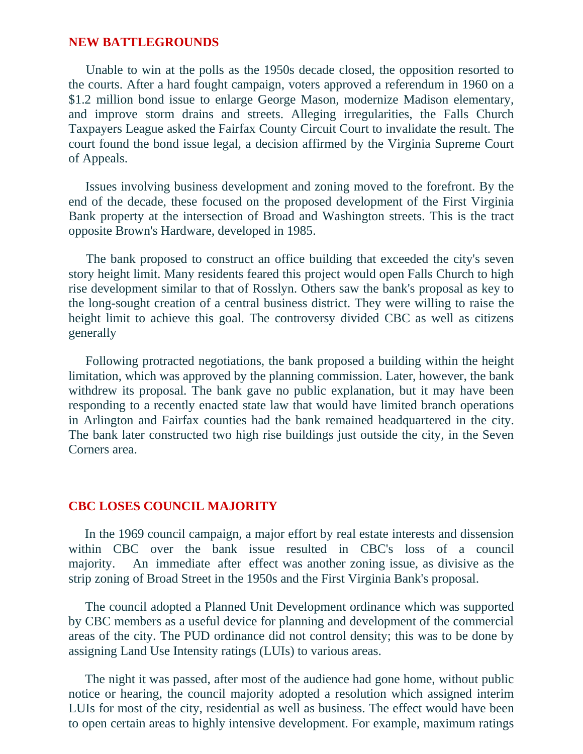## NEW BATTLEGROUNDS

Unable to win at the polls as the 1950s decade closed, the opposition resorted to the courts. After a hard fought campaign, voters approved a referendum in 1960 on a $1.2 million bond issue to enlarge George Mason, modernize Madison elementary, and improve storm drains and streets. Alleging irregularities, the Falls Church Taxpayers League asked the Fairfax County Circuit Court to invalidate the result. The court found the bond issue legal, a decision affirmed by the Virginia Supreme Court of Appeals.

Issues involving business development and zoning moved to the forefront. By the end of the decade, these focused on the proposed development of the First Virginia Bank property at the intersection of Broad and Washington streets. This is the tract opposite Brown's Hardware, developed in 1985.

The bank proposed to construct an office building that exceeded the city's seven story height limit. Many residents feared this project would open Falls Church to high rise development similar to that of Rosslyn. Others saw the bank's proposal as key to the long-sought creation of a central business district. They were willing to raise the height limit to achieve this goal. The controversy divided CBC as well as citizens generally

Following protracted negotiations, the bank proposed a building within the height limitation, which was approved by the planning commission. Later, however, the bank withdrew its proposal. The bank gave no public explanation, but it may have been responding to a recently enacted state law that would have limited branch operations in Arlington and Fairfax counties had the bank remained headquartered in the city. The bank later constructed two high rise buildings just outside the city, in the Seven Corners area.

## CBC LOSES COUNCIL MAJORITY

In the 1969 council campaign, a major effort by real estate interests and dissension within CBC over the bank issue resulted in CBC's loss of a council majority. An immediate after effect was another zoning issue, as divisive as the strip zoning of Broad Street in the 1950s and the First Virginia Bank's proposal.

The council adopted a Planned Unit Development ordinance which was supported by CBC members as a useful device for planning and development of the commercial areas of the city. The PUD ordinance did not control density; this was to be done by assigning Land Use Intensity ratings (LUIs) to various areas.

The night it was passed, after most of the audience had gone home, without public notice or hearing, the council majority adopted a resolution which assigned interim LUIs for most of the city, residential as well as business. The effect would have been to open certain areas to highly intensive development. For example, maximum ratings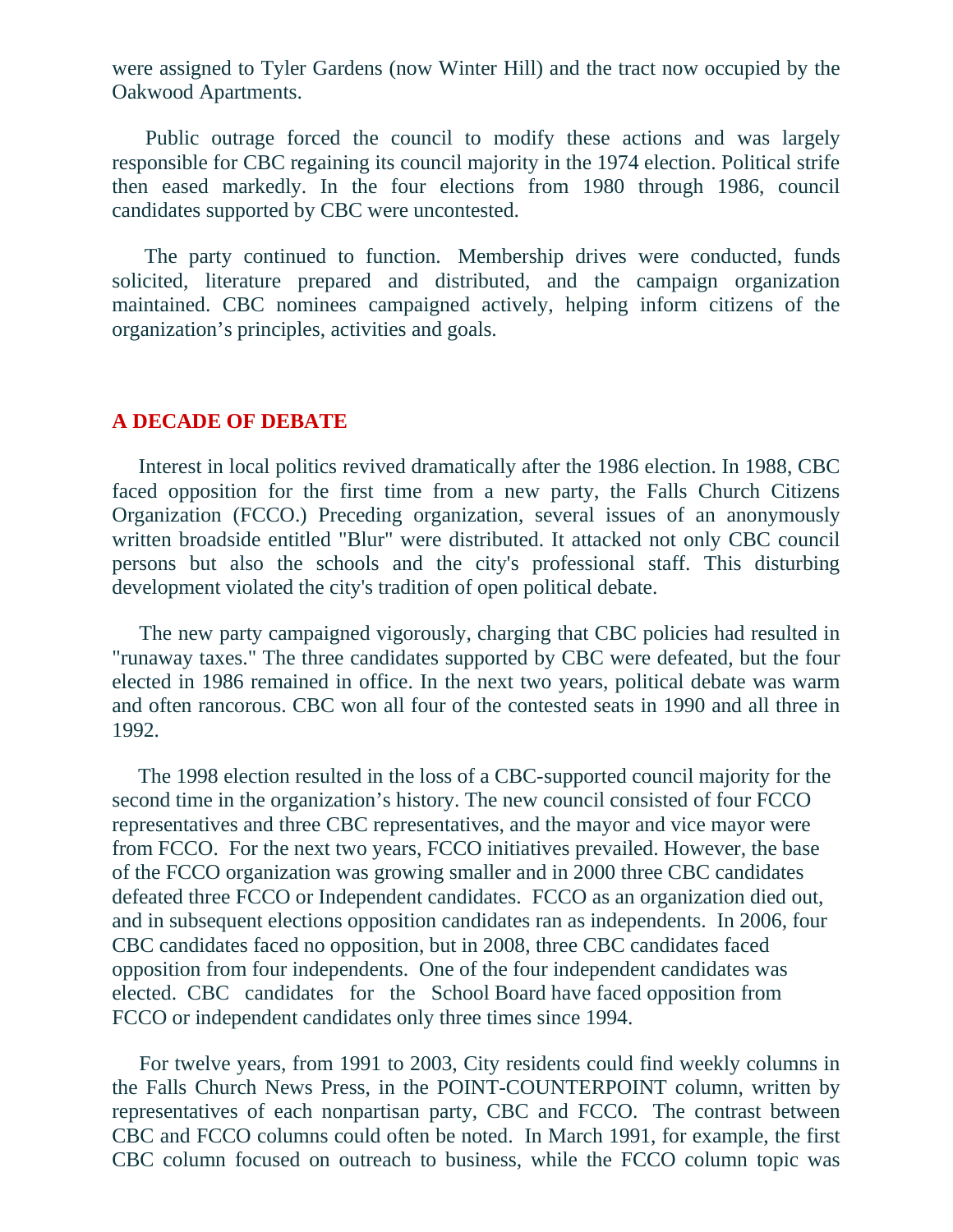were assigned to Tyler Gardens (now Winter Hill) and the tract now occupied by the Oakwood Apartments.

Public outrage forced the council to modify these actions and was largely responsible for CBC regaining its council majority in the 1974 election. Political strife then eased markedly. In the four elections from 1980 through 1986, council candidates supported by CBC were uncontested.

The party continued to function. Membership drives were conducted, funds solicited, literature prepared and distributed, and the campaign organization maintained. CBC nominees campaigned actively, helping inform citizens of the organization's principles, activities and goals.

## A DECADE OF DEBATE

Interest in local politics revived dramatically after the 1986 election. In 1988, CBC faced opposition for the first time from a new party, the Falls Church Citizens Organization (FCCO.) Preceding organization, several issues of an anonymously written broadside entitled "Blur" were distributed. It attacked not only CBC council persons but also the schools and the city's professional staff. This disturbing development violated the city's tradition of open political debate.

The new party campaigned vigorously, charging that CBC policies had resulted in "runaway taxes." The three candidates supported by CBC were defeated, but the four elected in 1986 remained in office. In the next two years, political debate was warm and often rancorous. CBC won all four of the contested seats in 1990 and all three in 1992.

The 1998 election resulted in the loss of a CBC-supported council majority for the second time in the organization's history. The new council consisted of four FCCO representatives and three CBC representatives, and the mayor and vice mayor were from FCCO. For the next two years, FCCO initiatives prevailed. However, the base of the FCCO organization was growing smaller and in 2000 three CBC candidates defeated three FCCO or Independent candidates. FCCO as an organization died out, and in subsequent elections opposition candidates ran as independents. In 2006, four CBC candidates faced no opposition, but in 2008, three CBC candidates faced opposition from four independents. One of the four independent candidates was elected. CBC candidates for the School Board have faced opposition from FCCO or independent candidates only three times since 1994.

For twelve years, from 1991 to 2003, City residents could find weekly columns in the Falls Church News Press, in the POINT-COUNTERPOINT column, written by representatives of each nonpartisan party, CBC and FCCO. The contrast between CBC and FCCO columns could often be noted. In March 1991, for example, the first CBC column focused on outreach to business, while the FCCO column topic was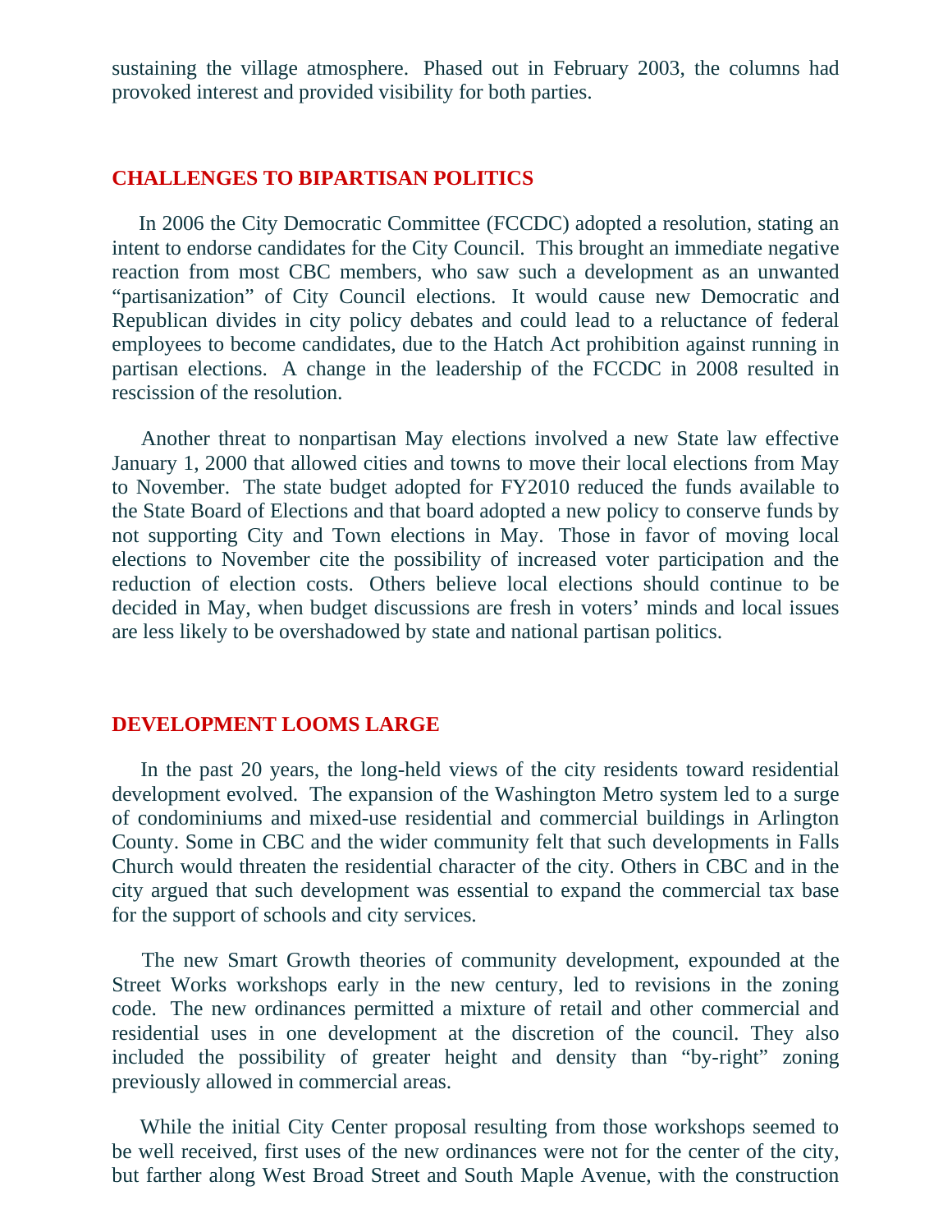sustaining the village atmosphere. Phased out in February 2003, the columns had provoked interest and provided visibility for both parties.

## CHALLENGES TO BIPARTISAN POLITICS

In 2006 the City Democratic Committee (FCCDC) adopted a resolution, stating an intent to endorse candidates for the City Council. This brought an immediate negative reaction from most CBC members, who saw such a development as an unwanted "partisanization" of City Council elections. It would cause new Democratic and Republican divides in city policy debates and could lead to a reluctance of federal employees to become candidates, due to the Hatch Act prohibition against running in partisan elections. A change in the leadership of the FCCDC in 2008 resulted in rescission of the resolution.

Another threat to nonpartisan May elections involved a new State law effective January 1, 2000 that allowed cities and towns to move their local elections from May to November. The state budget adopted for FY2010 reduced the funds available to the State Board of Elections and that board adopted a new policy to conserve funds by not supporting City and Town elections in May. Those in favor of moving local elections to November cite the possibility of increased voter participation and the reduction of election costs. Others believe local elections should continue to be decided in May, when budget discussions are fresh in voters' minds and local issues are less likely to be overshadowed by state and national partisan politics.

## DEVELOPMENT LOOMS LARGE

In the past 20 years, the long-held views of the city residents toward residential development evolved. The expansion of the Washington Metro system led to a surge of condominiums and mixed-use residential and commercial buildings in Arlington County. Some in CBC and the wider community felt that such developments in Falls Church would threaten the residential character of the city. Others in CBC and in the city argued that such development was essential to expand the commercial tax base for the support of schools and city services.

The new Smart Growth theories of community development, expounded at the Street Works workshops early in the new century, led to revisions in the zoning code. The new ordinances permitted a mixture of retail and other commercial and residential uses in one development at the discretion of the council. They also included the possibility of greater height and density than "by-right" zoning previously allowed in commercial areas.

While the initial City Center proposal resulting from those workshops seemed to be well received, first uses of the new ordinances were not for the center of the city, but farther along West Broad Street and South Maple Avenue, with the construction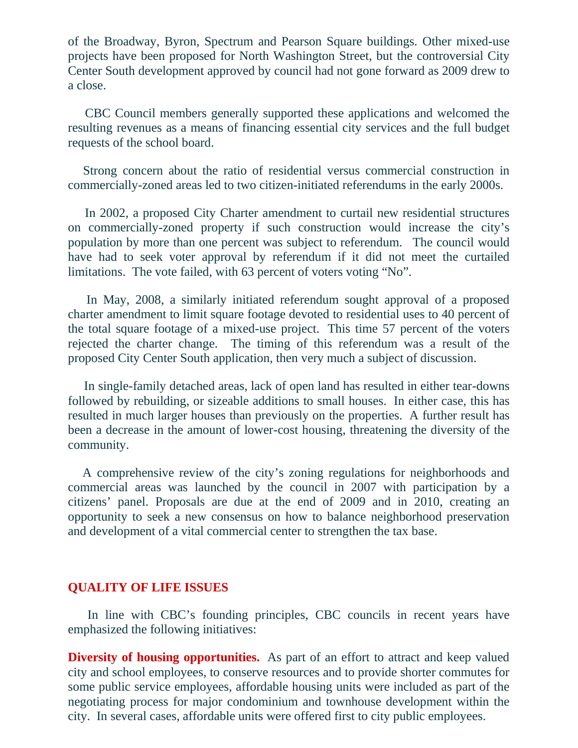of the Broadway, Byron, Spectrum and Pearson Square buildings. Other mixed-use projects have been proposed for North Washington Street, but the controversial City Center South development approved by council had not gone forward as 2009 drew to a close.

CBC Council members generally supported these applications and welcomed the resulting revenues as a means of financing essential city services and the full budget requests of the school board.

Strong concern about the ratio of residential versus commercial construction in commercially-zoned areas led to two citizen-initiated referendums in the early 2000s.

In 2002, a proposed City Charter amendment to curtail new residential structures on commercially-zoned property if such construction would increase the city's population by more than one percent was subject to referendum. The council would have had to seek voter approval by referendum if it did not meet the curtailed limitations. The vote failed, with 63 percent of voters voting "No".

In May, 2008, a similarly initiated referendum sought approval of a proposed charter amendment to limit square footage devoted to residential uses to 40 percent of the total square footage of a mixed-use project. This time 57 percent of the voters rejected the charter change. The timing of this referendum was a result of the proposed City Center South application, then very much a subject of discussion.

In single-family detached areas, lack of open land has resulted in either tear-downs followed by rebuilding, or sizeable additions to small houses. In either case, this has resulted in much larger houses than previously on the properties. A further result has been a decrease in the amount of lower-cost housing, threatening the diversity of the community.

A comprehensive review of the city's zoning regulations for neighborhoods and commercial areas was launched by the council in 2007 with participation by a citizens' panel. Proposals are due at the end of 2009 and in 2010, creating an opportunity to seek a new consensus on how to balance neighborhood preservation and development of a vital commercial center to strengthen the tax base.

## QUALITY OF LIFE ISSUES

In line with CBC's founding principles, CBC councils in recent years have emphasized the following initiatives:

**Diversity of housing opportunities.** As part of an effort to attract and keep valued city and school employees, to conserve resources and to provide shorter commutes for some public service employees, affordable housing units were included as part of the negotiating process for major condominium and townhouse development within the city. In several cases, affordable units were offered first to city public employees.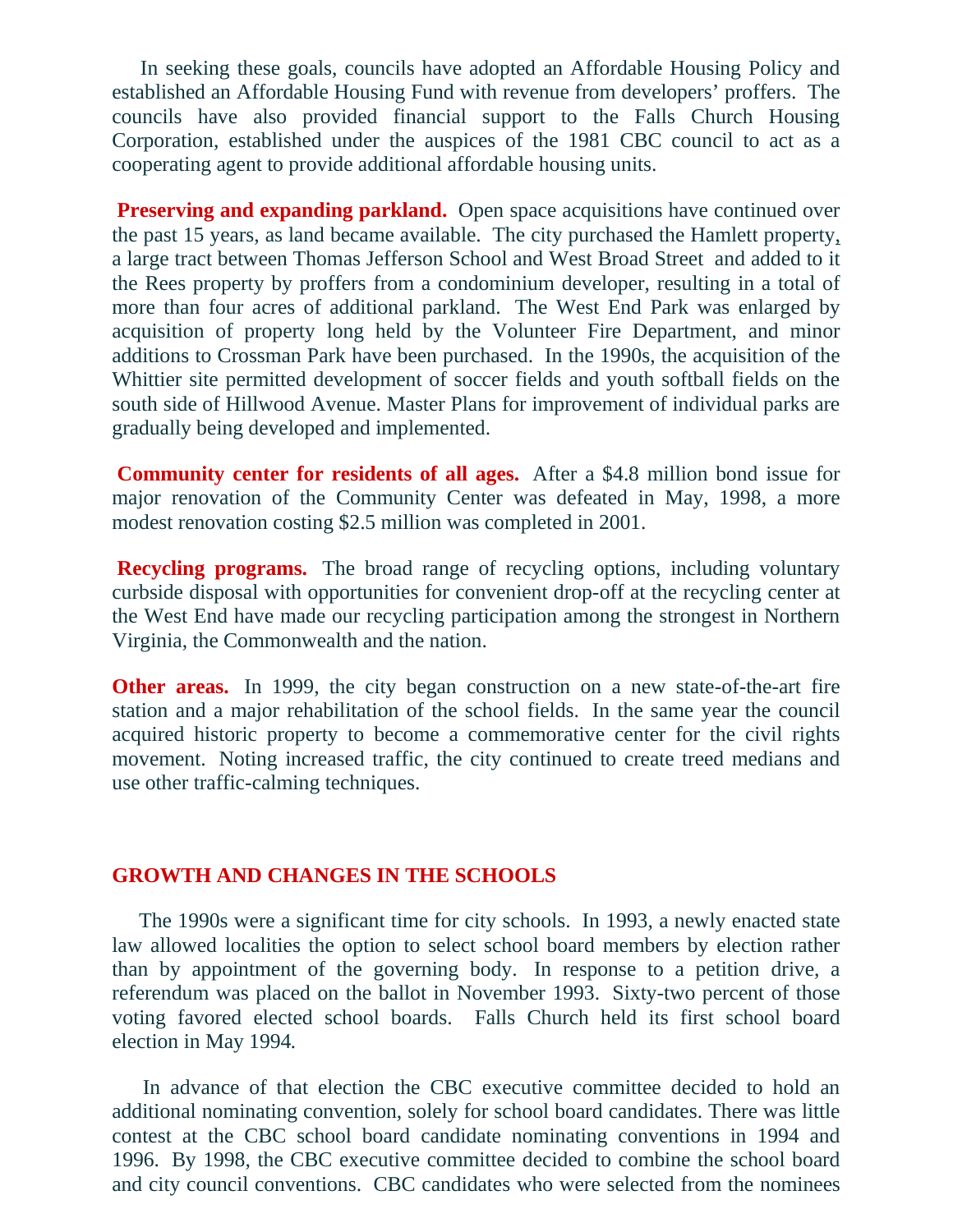In seeking these goals, councils have adopted an Affordable Housing Policy and established an Affordable Housing Fund with revenue from developers' proffers. The councils have also provided financial support to the Falls Church Housing Corporation, established under the auspices of the 1981 CBC council to act as a cooperating agent to provide additional affordable housing units.

**Preserving and expanding parkland.** Open space acquisitions have continued over the past 15 years, as land became available. The city purchased the Hamlett property, a large tract between Thomas Jefferson School and West Broad Street and added to it the Rees property by proffers from a condominium developer, resulting in a total of more than four acres of additional parkland. The West End Park was enlarged by acquisition of property long held by the Volunteer Fire Department, and minor additions to Crossman Park have been purchased. In the 1990s, the acquisition of the Whittier site permitted development of soccer fields and youth softball fields on the south side of Hillwood Avenue. Master Plans for improvement of individual parks are gradually being developed and implemented.

**Community center for residents of all ages.** After a $4.8 million bond issue for major renovation of the Community Center was defeated in May, 1998, a more modest renovation costing $2.5 million was completed in 2001.

**Recycling programs.** The broad range of recycling options, including voluntary curbside disposal with opportunities for convenient drop-off at the recycling center at the West End have made our recycling participation among the strongest in Northern Virginia, the Commonwealth and the nation.

**Other areas.** In 1999, the city began construction on a new state-of-the-art fire station and a major rehabilitation of the school fields. In the same year the council acquired historic property to become a commemorative center for the civil rights movement. Noting increased traffic, the city continued to create treed medians and use other traffic-calming techniques.

## GROWTH AND CHANGES IN THE SCHOOLS

The 1990s were a significant time for city schools. In 1993, a newly enacted state law allowed localities the option to select school board members by election rather than by appointment of the governing body. In response to a petition drive, a referendum was placed on the ballot in November 1993. Sixty-two percent of those voting favored elected school boards. Falls Church held its first school board election in May 1994.

In advance of that election the CBC executive committee decided to hold an additional nominating convention, solely for school board candidates. There was little contest at the CBC school board candidate nominating conventions in 1994 and 1996. By 1998, the CBC executive committee decided to combine the school board and city council conventions. CBC candidates who were selected from the nominees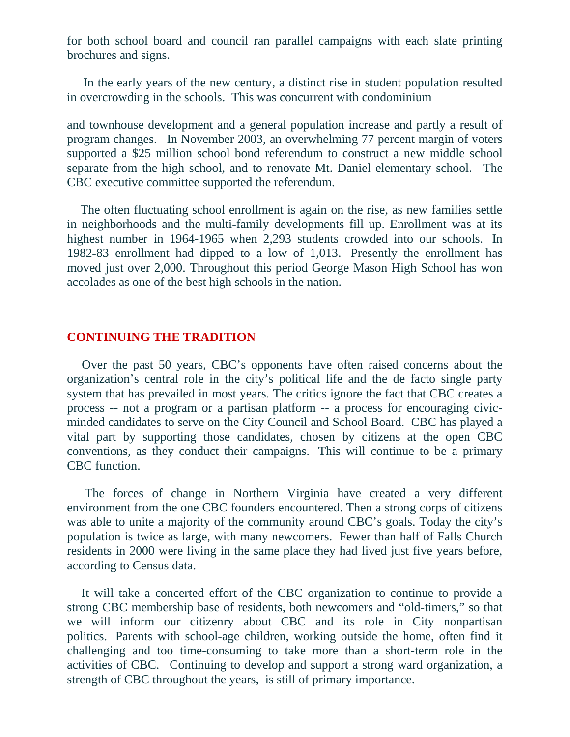for both school board and council ran parallel campaigns with each slate printing brochures and signs.

In the early years of the new century, a distinct rise in student population resulted in overcrowding in the schools. This was concurrent with condominium and townhouse development and a general population increase and partly a result of program changes. In November 2003, an overwhelming 77 percent margin of voters supported a $25 million school bond referendum to construct a new middle school separate from the high school, and to renovate Mt. Daniel elementary school. The CBC executive committee supported the referendum.

The often fluctuating school enrollment is again on the rise, as new families settle in neighborhoods and the multi-family developments fill up. Enrollment was at its highest number in 1964-1965 when 2,293 students crowded into our schools. In 1982-83 enrollment had dipped to a low of 1,013. Presently the enrollment has moved just over 2,000. Throughout this period George Mason High School has won accolades as one of the best high schools in the nation.

## CONTINUING THE TRADITION

Over the past 50 years, CBC's opponents have often raised concerns about the organization's central role in the city's political life and the de facto single party system that has prevailed in most years. The critics ignore the fact that CBC creates a process -- not a program or a partisan platform -- a process for encouraging civic-minded candidates to serve on the City Council and School Board. CBC has played a vital part by supporting those candidates, chosen by citizens at the open CBC conventions, as they conduct their campaigns. This will continue to be a primary CBC function.

The forces of change in Northern Virginia have created a very different environment from the one CBC founders encountered. Then a strong corps of citizens was able to unite a majority of the community around CBC's goals. Today the city's population is twice as large, with many newcomers. Fewer than half of Falls Church residents in 2000 were living in the same place they had lived just five years before, according to Census data.

It will take a concerted effort of the CBC organization to continue to provide a strong CBC membership base of residents, both newcomers and "old-timers," so that we will inform our citizenry about CBC and its role in City nonpartisan politics. Parents with school-age children, working outside the home, often find it challenging and too time-consuming to take more than a short-term role in the activities of CBC. Continuing to develop and support a strong ward organization, a strength of CBC throughout the years, is still of primary importance.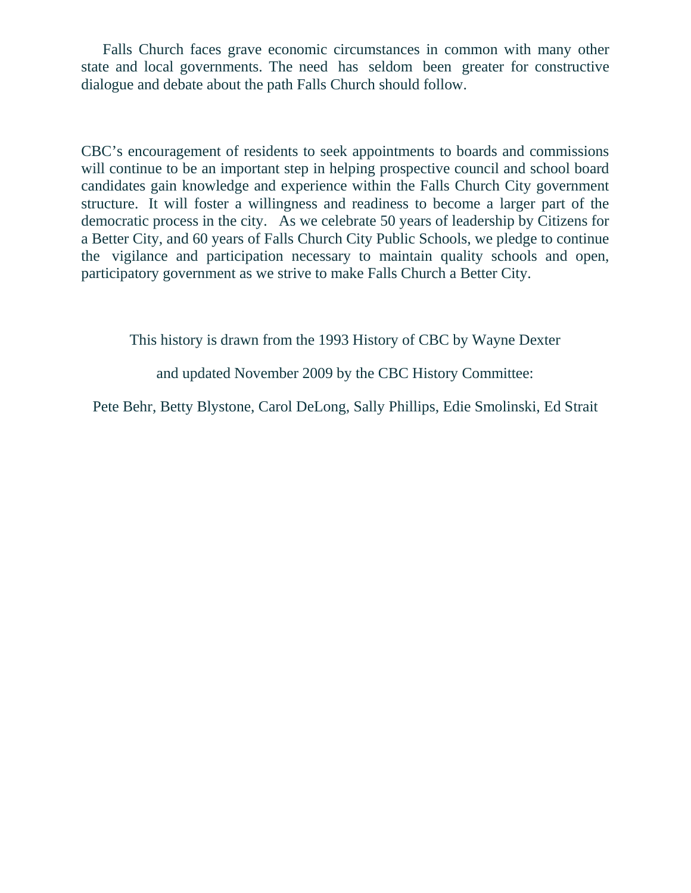Falls Church faces grave economic circumstances in common with many other state and local governments. The need has seldom been greater for constructive dialogue and debate about the path Falls Church should follow.

CBC's encouragement of residents to seek appointments to boards and commissions will continue to be an important step in helping prospective council and school board candidates gain knowledge and experience within the Falls Church City government structure. It will foster a willingness and readiness to become a larger part of the democratic process in the city. As we celebrate 50 years of leadership by Citizens for a Better City, and 60 years of Falls Church City Public Schools, we pledge to continue the vigilance and participation necessary to maintain quality schools and open, participatory government as we strive to make Falls Church a Better City.

This history is drawn from the 1993 History of CBC by Wayne Dexter

and updated November 2009 by the CBC History Committee:

Pete Behr, Betty Blystone, Carol DeLong, Sally Phillips, Edie Smolinski, Ed Strait